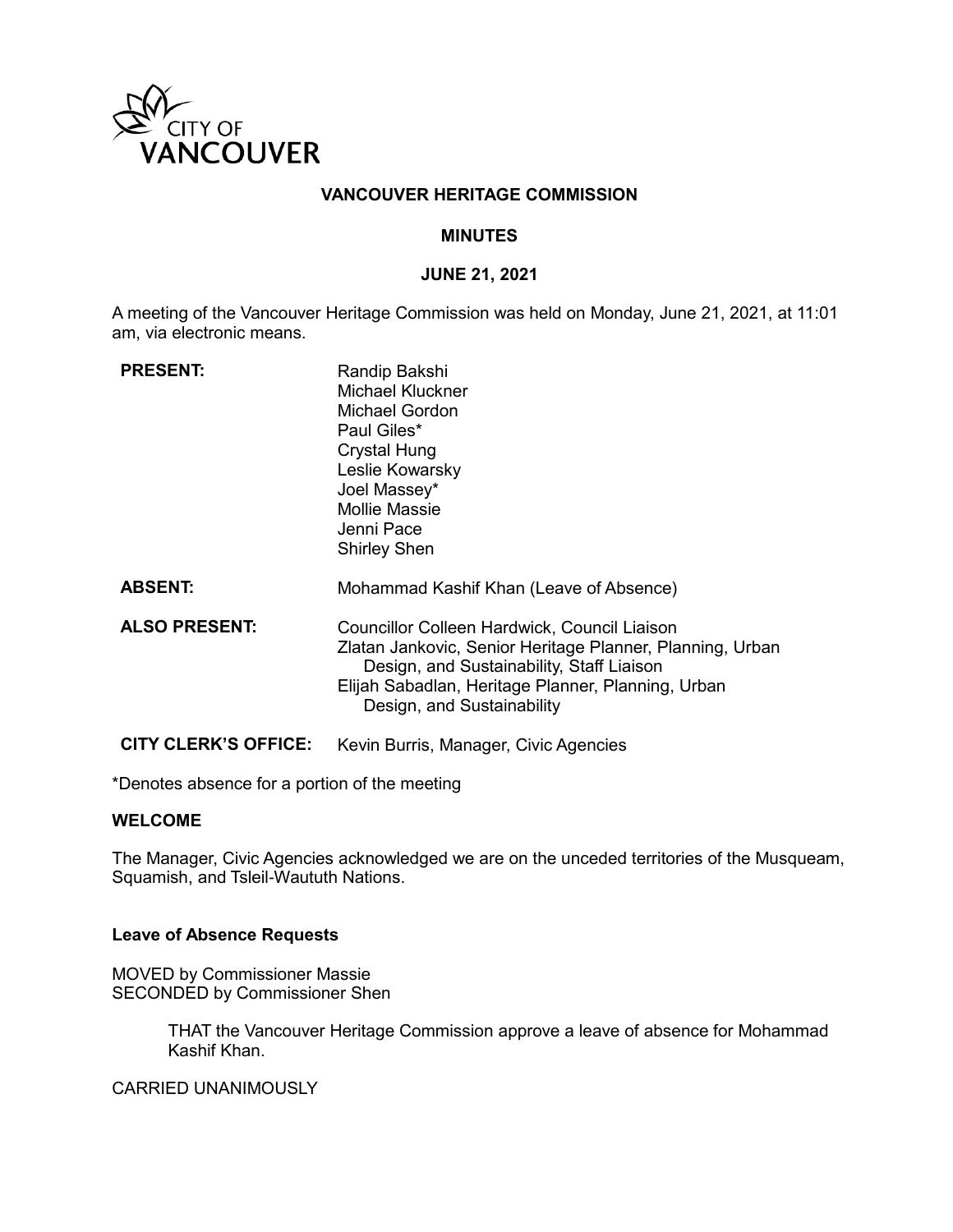CITY OF VANCOUVER

# VANCOUVER HERITAGE COMMISSION

## MINUTES

## JUNE 21, 2021

A meeting of the Vancouver Heritage Commission was held on Monday, June 21, 2021, at 11:01 am, via electronic means.

**PRESENT:**
Randip Bakshi
Michael Kluckner
Michael Gordon
Paul Giles*
Crystal Hung
Leslie Kowarsky
Joel Massey*
Mollie Massie
Jenni Pace
Shirley Shen

**ABSENT:**
Mohammad Kashif Khan (Leave of Absence)

**ALSO PRESENT:**
Councillor Colleen Hardwick, Council Liaison
Zlatan Jankovic, Senior Heritage Planner, Planning, Urban Design, and Sustainability, Staff Liaison
Elijah Sabadlan, Heritage Planner, Planning, Urban Design, and Sustainability

**CITY CLERK'S OFFICE:**
Kevin Burris, Manager, Civic Agencies

*Denotes absence for a portion of the meeting

### WELCOME

The Manager, Civic Agencies acknowledged we are on the unceded territories of the Musqueam, Squamish, and Tsleil-Waututh Nations.

### Leave of Absence Requests

MOVED by Commissioner Massie
SECONDED by Commissioner Shen

> THAT the Vancouver Heritage Commission approve a leave of absence for Mohammad Kashif Khan.

CARRIED UNANIMOUSLY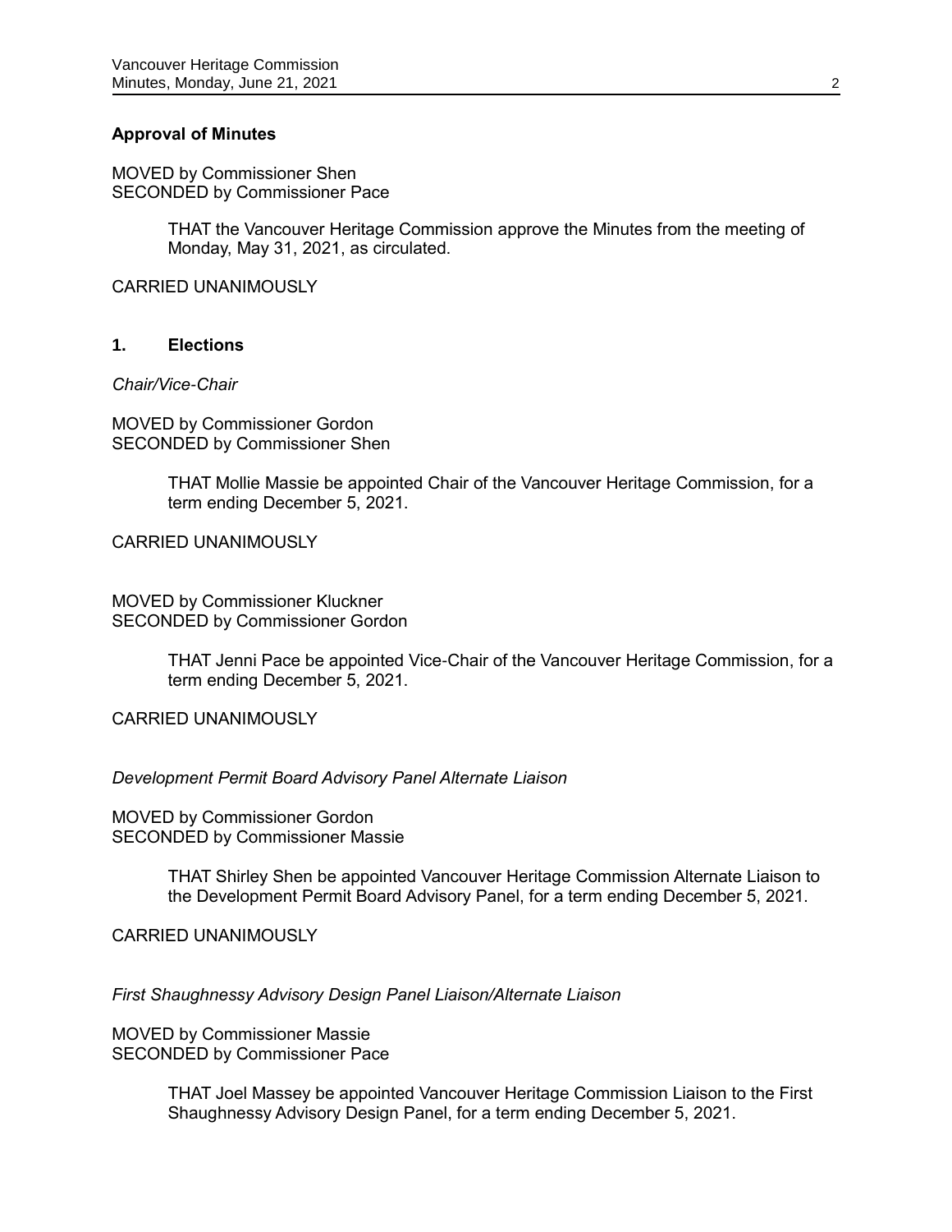**Approval of Minutes**

MOVED by Commissioner Shen
SECONDED by Commissioner Pace

> THAT the Vancouver Heritage Commission approve the Minutes from the meeting of Monday, May 31, 2021, as circulated.

CARRIED UNANIMOUSLY

**1. Elections**

*Chair/Vice-Chair*

MOVED by Commissioner Gordon
SECONDED by Commissioner Shen

> THAT Mollie Massie be appointed Chair of the Vancouver Heritage Commission, for a term ending December 5, 2021.

CARRIED UNANIMOUSLY

MOVED by Commissioner Kluckner
SECONDED by Commissioner Gordon

> THAT Jenni Pace be appointed Vice-Chair of the Vancouver Heritage Commission, for a term ending December 5, 2021.

CARRIED UNANIMOUSLY

*Development Permit Board Advisory Panel Alternate Liaison*

MOVED by Commissioner Gordon
SECONDED by Commissioner Massie

> THAT Shirley Shen be appointed Vancouver Heritage Commission Alternate Liaison to the Development Permit Board Advisory Panel, for a term ending December 5, 2021.

CARRIED UNANIMOUSLY

*First Shaughnessy Advisory Design Panel Liaison/Alternate Liaison*

MOVED by Commissioner Massie
SECONDED by Commissioner Pace

> THAT Joel Massey be appointed Vancouver Heritage Commission Liaison to the First Shaughnessy Advisory Design Panel, for a term ending December 5, 2021.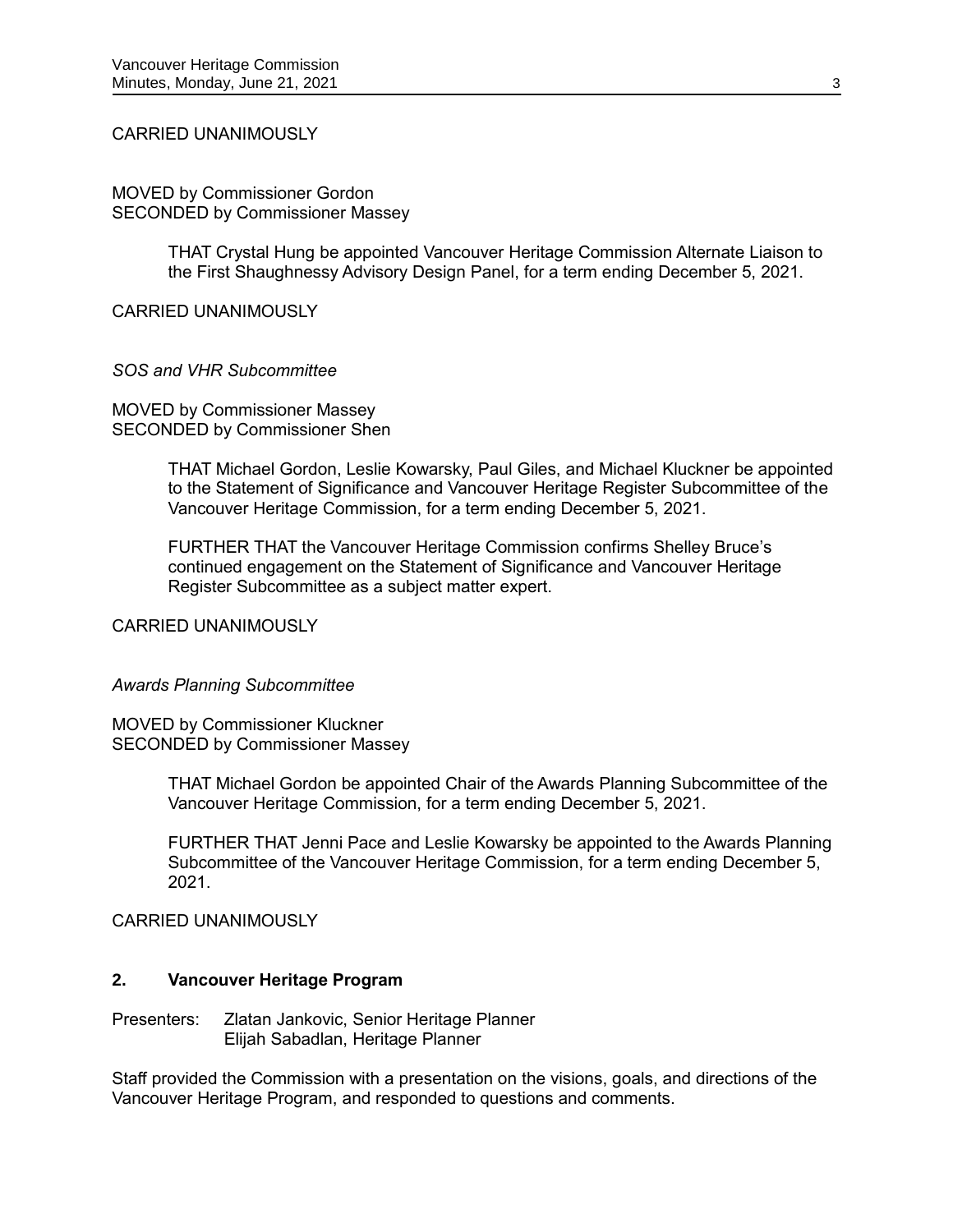CARRIED UNANIMOUSLY

MOVED by Commissioner Gordon
SECONDED by Commissioner Massey

> THAT Crystal Hung be appointed Vancouver Heritage Commission Alternate Liaison to the First Shaughnessy Advisory Design Panel, for a term ending December 5, 2021.

CARRIED UNANIMOUSLY

*SOS and VHR Subcommittee*

MOVED by Commissioner Massey
SECONDED by Commissioner Shen

> THAT Michael Gordon, Leslie Kowarsky, Paul Giles, and Michael Kluckner be appointed to the Statement of Significance and Vancouver Heritage Register Subcommittee of the Vancouver Heritage Commission, for a term ending December 5, 2021.
>
> FURTHER THAT the Vancouver Heritage Commission confirms Shelley Bruce's continued engagement on the Statement of Significance and Vancouver Heritage Register Subcommittee as a subject matter expert.

CARRIED UNANIMOUSLY

*Awards Planning Subcommittee*

MOVED by Commissioner Kluckner
SECONDED by Commissioner Massey

> THAT Michael Gordon be appointed Chair of the Awards Planning Subcommittee of the Vancouver Heritage Commission, for a term ending December 5, 2021.
>
> FURTHER THAT Jenni Pace and Leslie Kowarsky be appointed to the Awards Planning Subcommittee of the Vancouver Heritage Commission, for a term ending December 5, 2021.

CARRIED UNANIMOUSLY

## 2. Vancouver Heritage Program

Presenters: Zlatan Jankovic, Senior Heritage Planner
Elijah Sabadlan, Heritage Planner

Staff provided the Commission with a presentation on the visions, goals, and directions of the Vancouver Heritage Program, and responded to questions and comments.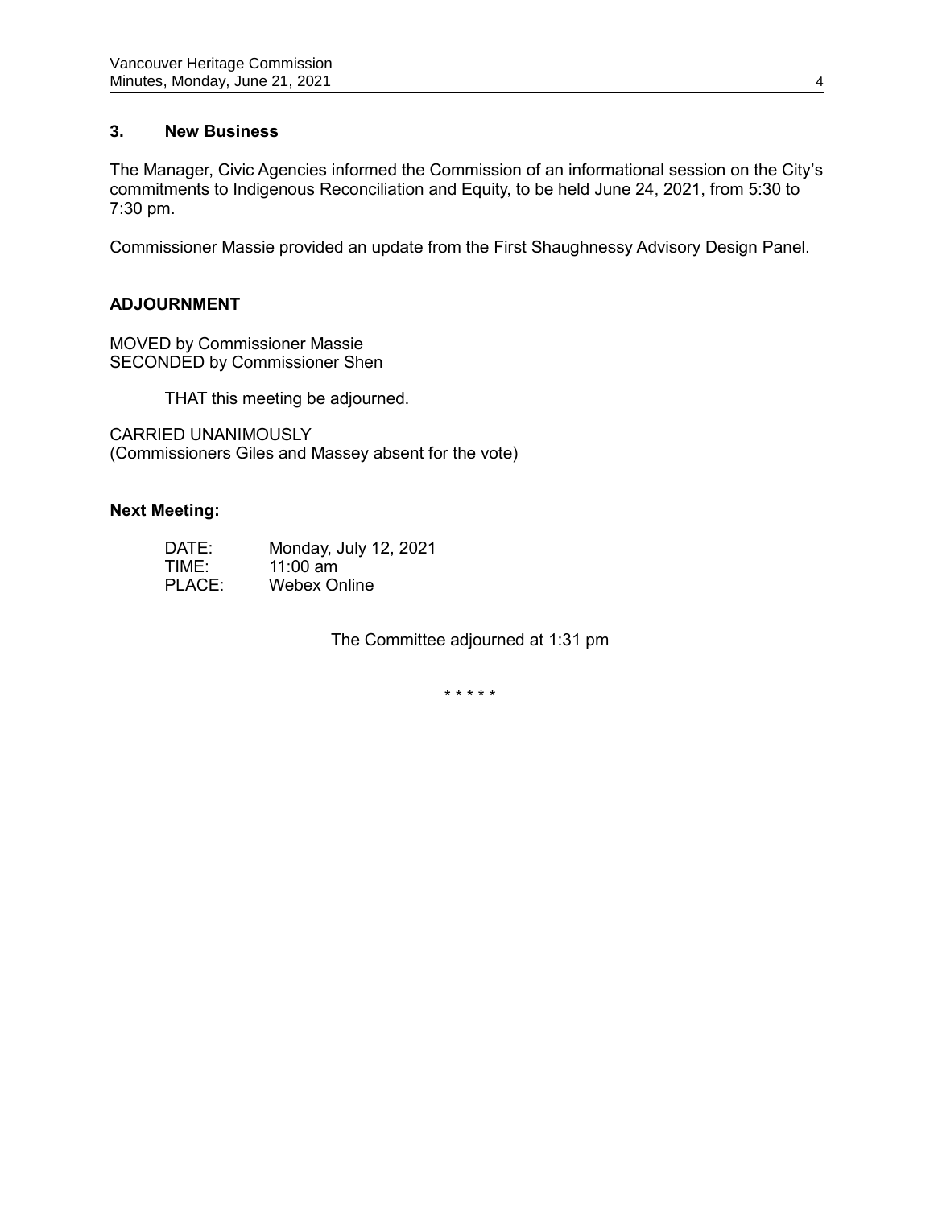## 3. New Business

The Manager, Civic Agencies informed the Commission of an informational session on the City's commitments to Indigenous Reconciliation and Equity, to be held June 24, 2021, from 5:30 to 7:30 pm.

Commissioner Massie provided an update from the First Shaughnessy Advisory Design Panel.

## ADJOURNMENT

MOVED by Commissioner Massie
SECONDED by Commissioner Shen

> THAT this meeting be adjourned.

CARRIED UNANIMOUSLY
(Commissioners Giles and Massey absent for the vote)

**Next Meeting:**

| | |
|---|---|
| DATE: | Monday, July 12, 2021 |
| TIME: | 11:00 am |
| PLACE: | Webex Online |

The Committee adjourned at 1:31 pm

* * * * *